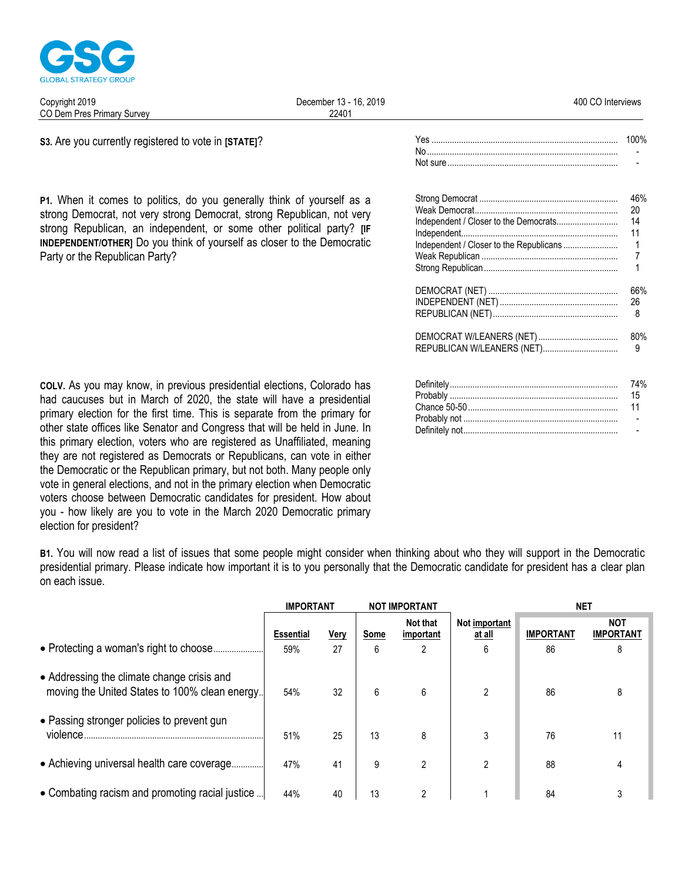GSG GLOBAL STRATEGY GROUP

Copyright 2019
CO Dem Pres Primary Survey

December 13 - 16, 2019
22401

400 CO Interviews

**S3.** Are you currently registered to vote in **[STATE]**?

| | |
|---|---|
| Yes | 100% |
| No | - |
| Not sure | - |

**P1.** When it comes to politics, do you generally think of yourself as a strong Democrat, not very strong Democrat, strong Republican, not very strong Republican, an independent, or some other political party? **[IF INDEPENDENT/OTHER]** Do you think of yourself as closer to the Democratic Party or the Republican Party?

| | |
|---|---|
| Strong Democrat | 46% |
| Weak Democrat | 20 |
| Independent / Closer to the Democrats | 14 |
| Independent | 11 |
| Independent / Closer to the Republicans | 1 |
| Weak Republican | 7 |
| Strong Republican | 1 |
| | |
| DEMOCRAT (NET) | 66% |
| INDEPENDENT (NET) | 26 |
| REPUBLICAN (NET) | 8 |
| | |
| DEMOCRAT W/LEANERS (NET) | 80% |
| REPUBLICAN W/LEANERS (NET) | 9 |

**COLV.** As you may know, in previous presidential elections, Colorado has had caucuses but in March of 2020, the state will have a presidential primary election for the first time. This is separate from the primary for other state offices like Senator and Congress that will be held in June. In this primary election, voters who are registered as Unaffiliated, meaning they are not registered as Democrats or Republicans, can vote in either the Democratic or the Republican primary, but not both. Many people only vote in general elections, and not in the primary election when Democratic voters choose between Democratic candidates for president. How about you - how likely are you to vote in the March 2020 Democratic primary election for president?

| | |
|---|---|
| Definitely | 74% |
| Probably | 15 |
| Chance 50-50 | 11 |
| Probably not | - |
| Definitely not | - |

**B1.** You will now read a list of issues that some people might consider when thinking about who they will support in the Democratic presidential primary. Please indicate how important it is to you personally that the Democratic candidate for president has a clear plan on each issue.

| | IMPORTANT | | NOT IMPORTANT | | | NET | |
|---|---|---|---|---|---|---|---|
| | Essential | Very | Some | Not that important | Not important at all | IMPORTANT | NOT IMPORTANT |
| • Protecting a woman's right to choose | 59% | 27 | 6 | 2 | 6 | 86 | 8 |
| • Addressing the climate change crisis and moving the United States to 100% clean energy | 54% | 32 | 6 | 6 | 2 | 86 | 8 |
| • Passing stronger policies to prevent gun violence | 51% | 25 | 13 | 8 | 3 | 76 | 11 |
| • Achieving universal health care coverage | 47% | 41 | 9 | 2 | 2 | 88 | 4 |
| • Combating racism and promoting racial justice | 44% | 40 | 13 | 2 | 1 | 84 | 3 |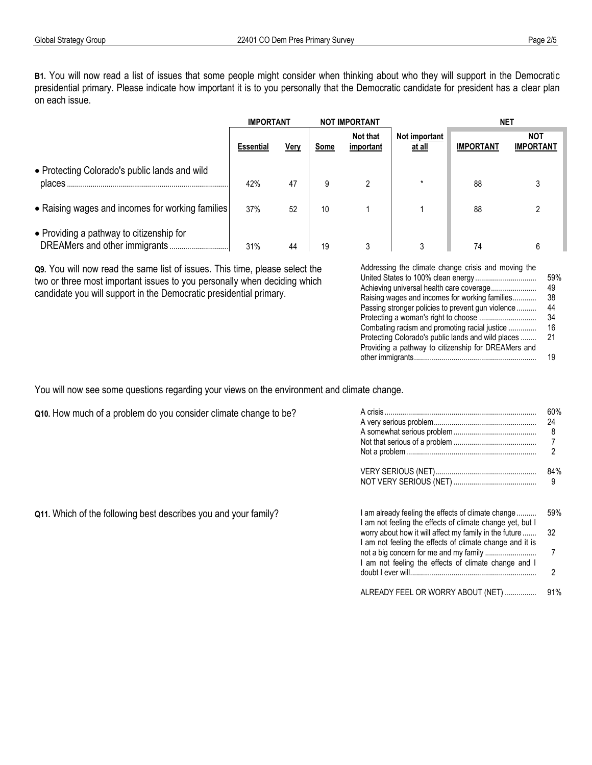**B1.** You will now read a list of issues that some people might consider when thinking about who they will support in the Democratic presidential primary. Please indicate how important it is to you personally that the Democratic candidate for president has a clear plan on each issue.

| | IMPORTANT | | NOT IMPORTANT | | | NET | |
|---|---|---|---|---|---|---|---|
| | Essential | Very | Some | Not that important | Not important at all | IMPORTANT | NOT IMPORTANT |
| • Protecting Colorado's public lands and wild places | 42% | 47 | 9 | 2 | * | 88 | 3 |
| • Raising wages and incomes for working families | 37% | 52 | 10 | 1 | 1 | 88 | 2 |
| • Providing a pathway to citizenship for DREAMers and other immigrants | 31% | 44 | 19 | 3 | 3 | 74 | 6 |

**Q9.** You will now read the same list of issues. This time, please select the two or three most important issues to you personally when deciding which candidate you will support in the Democratic presidential primary.

| | |
|---|---|
| Addressing the climate change crisis and moving the United States to 100% clean energy | 59% |
| Achieving universal health care coverage | 49 |
| Raising wages and incomes for working families | 38 |
| Passing stronger policies to prevent gun violence | 44 |
| Protecting a woman's right to choose | 34 |
| Combating racism and promoting racial justice | 16 |
| Protecting Colorado's public lands and wild places | 21 |
| Providing a pathway to citizenship for DREAMers and other immigrants | 19 |

You will now see some questions regarding your views on the environment and climate change.

**Q10.** How much of a problem do you consider climate change to be?

| | |
|---|---|
| A crisis | 60% |
| A very serious problem | 24 |
| A somewhat serious problem | 8 |
| Not that serious of a problem | 7 |
| Not a problem | 2 |
| VERY SERIOUS (NET) | 84% |
| NOT VERY SERIOUS (NET) | 9 |

**Q11.** Which of the following best describes you and your family?

| | |
|---|---|
| I am already feeling the effects of climate change | 59% |
| I am not feeling the effects of climate change yet, but I worry about how it will affect my family in the future | 32 |
| I am not feeling the effects of climate change and it is not a big concern for me and my family | 7 |
| I am not feeling the effects of climate change and I doubt I ever will | 2 |
| ALREADY FEEL OR WORRY ABOUT (NET) | 91% |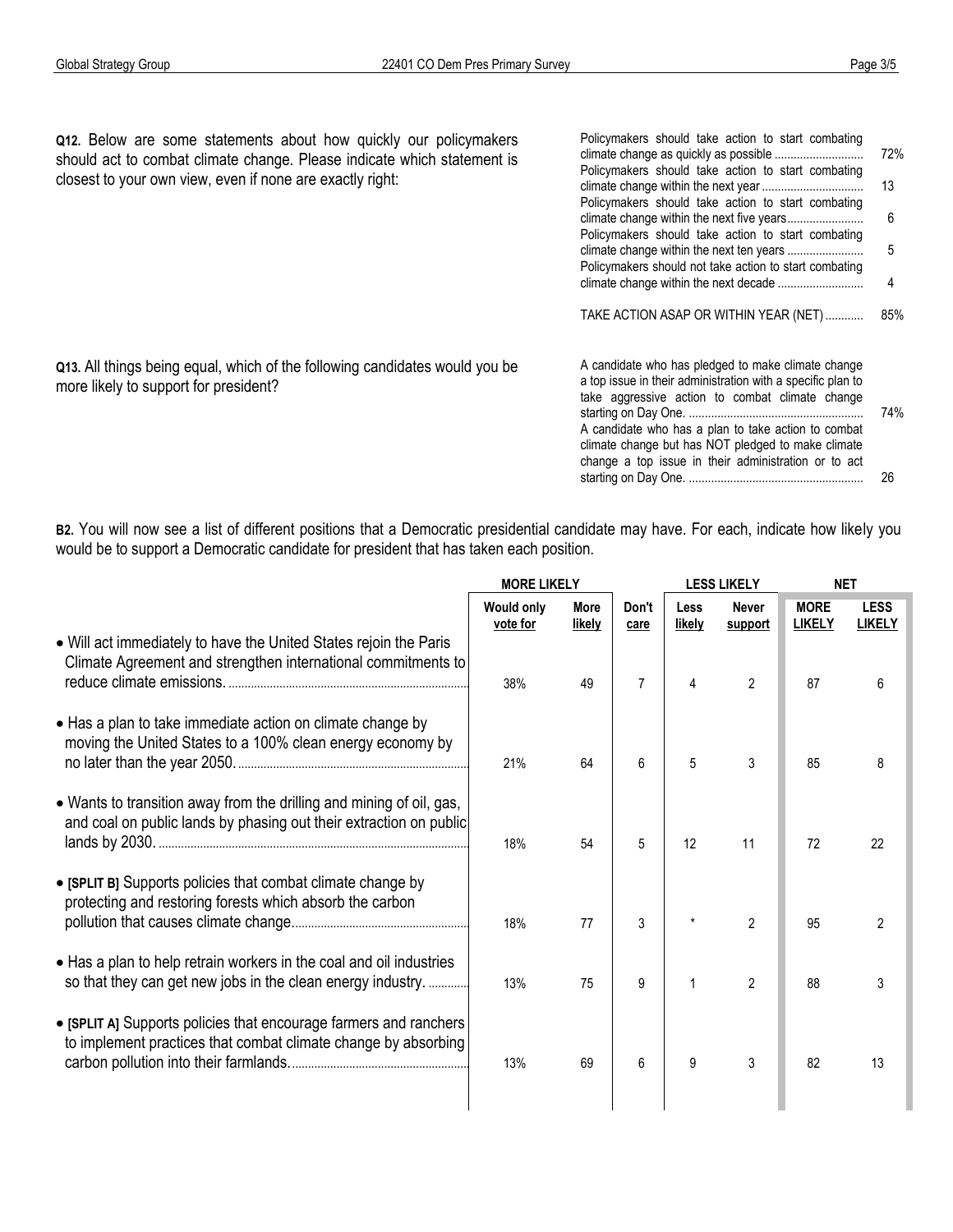**Q12.** Below are some statements about how quickly our policymakers should act to combat climate change. Please indicate which statement is closest to your own view, even if none are exactly right:

| Response | % |
|---|---|
| Policymakers should take action to start combating climate change as quickly as possible | 72% |
| Policymakers should take action to start combating climate change within the next year | 13 |
| Policymakers should take action to start combating climate change within the next five years | 6 |
| Policymakers should take action to start combating climate change within the next ten years | 5 |
| Policymakers should not take action to start combating climate change within the next decade | 4 |
| TAKE ACTION ASAP OR WITHIN YEAR (NET) | 85% |

**Q13.** All things being equal, which of the following candidates would you be more likely to support for president?

| Response | % |
|---|---|
| A candidate who has pledged to make climate change a top issue in their administration with a specific plan to take aggressive action to combat climate change starting on Day One. | 74% |
| A candidate who has a plan to take action to combat climate change but has NOT pledged to make climate change a top issue in their administration or to act starting on Day One. | 26 |

**B2.** You will now see a list of different positions that a Democratic presidential candidate may have. For each, indicate how likely you would be to support a Democratic candidate for president that has taken each position.

| | MORE LIKELY | | | LESS LIKELY | | NET | |
|---|---|---|---|---|---|---|---|
| | Would only vote for | More likely | Don't care | Less likely | Never support | MORE LIKELY | LESS LIKELY |
| • Will act immediately to have the United States rejoin the Paris Climate Agreement and strengthen international commitments to reduce climate emissions. | 38% | 49 | 7 | 4 | 2 | 87 | 6 |
| • Has a plan to take immediate action on climate change by moving the United States to a 100% clean energy economy by no later than the year 2050. | 21% | 64 | 6 | 5 | 3 | 85 | 8 |
| • Wants to transition away from the drilling and mining of oil, gas, and coal on public lands by phasing out their extraction on public lands by 2030. | 18% | 54 | 5 | 12 | 11 | 72 | 22 |
| • [SPLIT B] Supports policies that combat climate change by protecting and restoring forests which absorb the carbon pollution that causes climate change. | 18% | 77 | 3 | * | 2 | 95 | 2 |
| • Has a plan to help retrain workers in the coal and oil industries so that they can get new jobs in the clean energy industry. | 13% | 75 | 9 | 1 | 2 | 88 | 3 |
| • [SPLIT A] Supports policies that encourage farmers and ranchers to implement practices that combat climate change by absorbing carbon pollution into their farmlands. | 13% | 69 | 6 | 9 | 3 | 82 | 13 |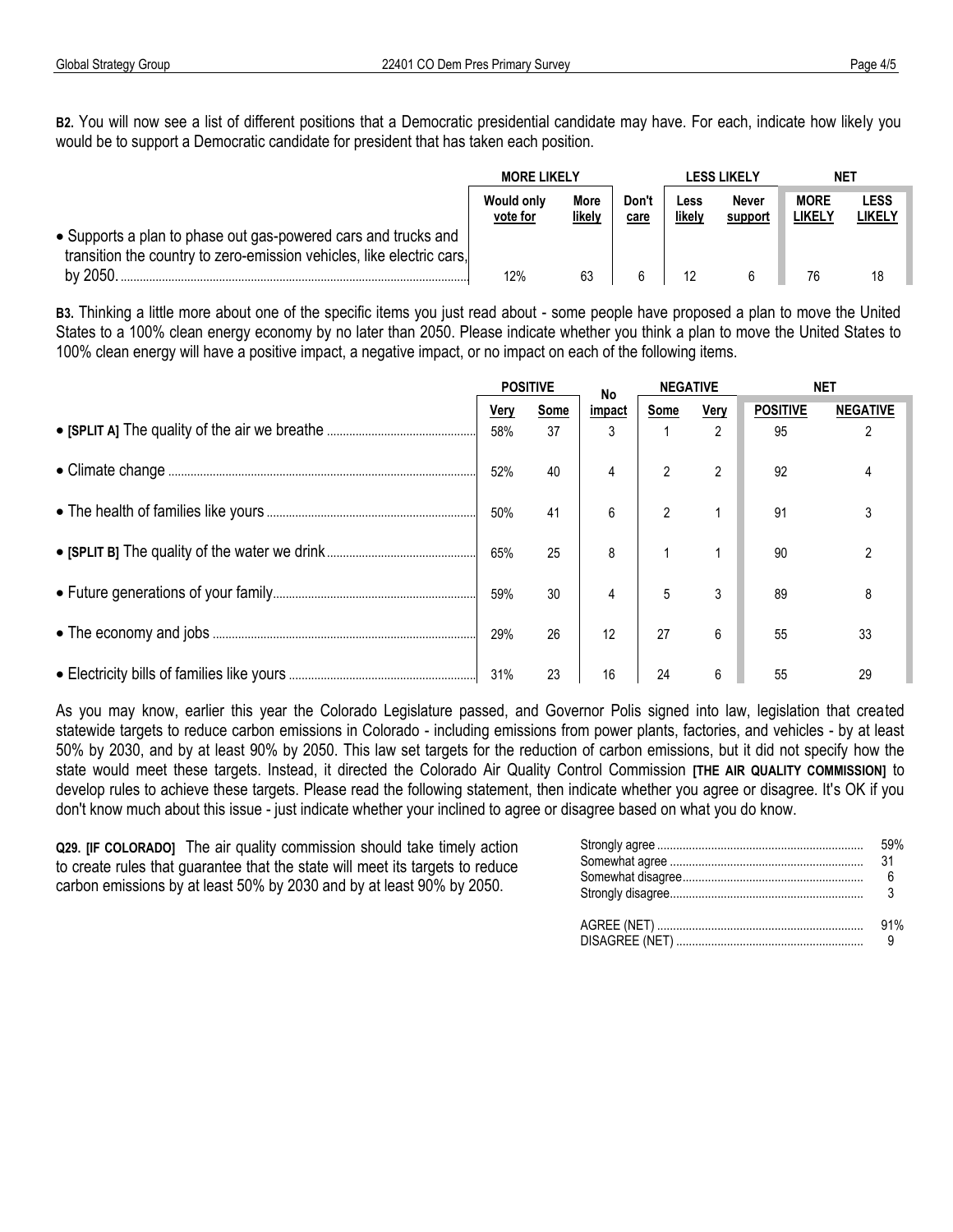**B2.** You will now see a list of different positions that a Democratic presidential candidate may have. For each, indicate how likely you would be to support a Democratic candidate for president that has taken each position.

| | MORE LIKELY | | | LESS LIKELY | | NET | |
|---|---|---|---|---|---|---|---|
| | Would only vote for | More likely | Don't care | Less likely | Never support | MORE LIKELY | LESS LIKELY |
| • Supports a plan to phase out gas-powered cars and trucks and transition the country to zero-emission vehicles, like electric cars, by 2050. | 12% | 63 | 6 | 12 | 6 | 76 | 18 |

**B3.** Thinking a little more about one of the specific items you just read about - some people have proposed a plan to move the United States to a 100% clean energy economy by no later than 2050. Please indicate whether you think a plan to move the United States to 100% clean energy will have a positive impact, a negative impact, or no impact on each of the following items.

| | POSITIVE | | No | NEGATIVE | | NET | |
|---|---|---|---|---|---|---|---|
| | Very | Some | impact | Some | Very | POSITIVE | NEGATIVE |
| • **[SPLIT A]** The quality of the air we breathe | 58% | 37 | 3 | 1 | 2 | 95 | 2 |
| • Climate change | 52% | 40 | 4 | 2 | 2 | 92 | 4 |
| • The health of families like yours | 50% | 41 | 6 | 2 | 1 | 91 | 3 |
| • **[SPLIT B]** The quality of the water we drink | 65% | 25 | 8 | 1 | 1 | 90 | 2 |
| • Future generations of your family | 59% | 30 | 4 | 5 | 3 | 89 | 8 |
| • The economy and jobs | 29% | 26 | 12 | 27 | 6 | 55 | 33 |
| • Electricity bills of families like yours | 31% | 23 | 16 | 24 | 6 | 55 | 29 |

As you may know, earlier this year the Colorado Legislature passed, and Governor Polis signed into law, legislation that created statewide targets to reduce carbon emissions in Colorado - including emissions from power plants, factories, and vehicles - by at least 50% by 2030, and by at least 90% by 2050. This law set targets for the reduction of carbon emissions, but it did not specify how the state would meet these targets. Instead, it directed the Colorado Air Quality Control Commission **[THE AIR QUALITY COMMISSION]** to develop rules to achieve these targets. Please read the following statement, then indicate whether you agree or disagree. It's OK if you don't know much about this issue - just indicate whether your inclined to agree or disagree based on what you do know.

**Q29. [IF COLORADO]** The air quality commission should take timely action to create rules that guarantee that the state will meet its targets to reduce carbon emissions by at least 50% by 2030 and by at least 90% by 2050.

| | |
|---|---|
| Strongly agree | 59% |
| Somewhat agree | 31 |
| Somewhat disagree | 6 |
| Strongly disagree | 3 |
| | |
| AGREE (NET) | 91% |
| DISAGREE (NET) | 9 |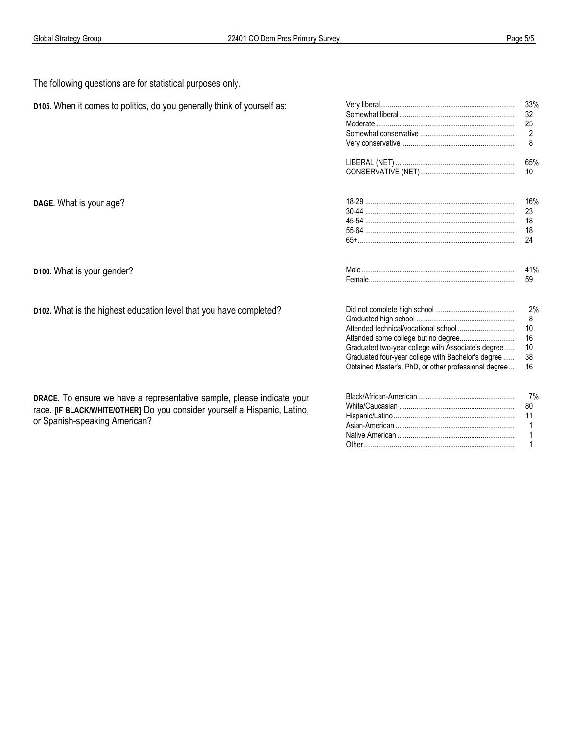The following questions are for statistical purposes only.

**D105.** When it comes to politics, do you generally think of yourself as:

| | |
|---|---|
| Very liberal | 33% |
| Somewhat liberal | 32 |
| Moderate | 25 |
| Somewhat conservative | 2 |
| Very conservative | 8 |
| | |
| LIBERAL (NET) | 65% |
| CONSERVATIVE (NET) | 10 |

**DAGE.** What is your age?

| | |
|---|---|
| 18-29 | 16% |
| 30-44 | 23 |
| 45-54 | 18 |
| 55-64 | 18 |
| 65+ | 24 |

**D100.** What is your gender?

| | |
|---|---|
| Male | 41% |
| Female | 59 |

**D102.** What is the highest education level that you have completed?

| | |
|---|---|
| Did not complete high school | 2% |
| Graduated high school | 8 |
| Attended technical/vocational school | 10 |
| Attended some college but no degree | 16 |
| Graduated two-year college with Associate's degree | 10 |
| Graduated four-year college with Bachelor's degree | 38 |
| Obtained Master's, PhD, or other professional degree | 16 |

**DRACE.** To ensure we have a representative sample, please indicate your race. **[IF BLACK/WHITE/OTHER]** Do you consider yourself a Hispanic, Latino, or Spanish-speaking American?

| | |
|---|---|
| Black/African-American | 7% |
| White/Caucasian | 80 |
| Hispanic/Latino | 11 |
| Asian-American | 1 |
| Native American | 1 |
| Other | 1 |